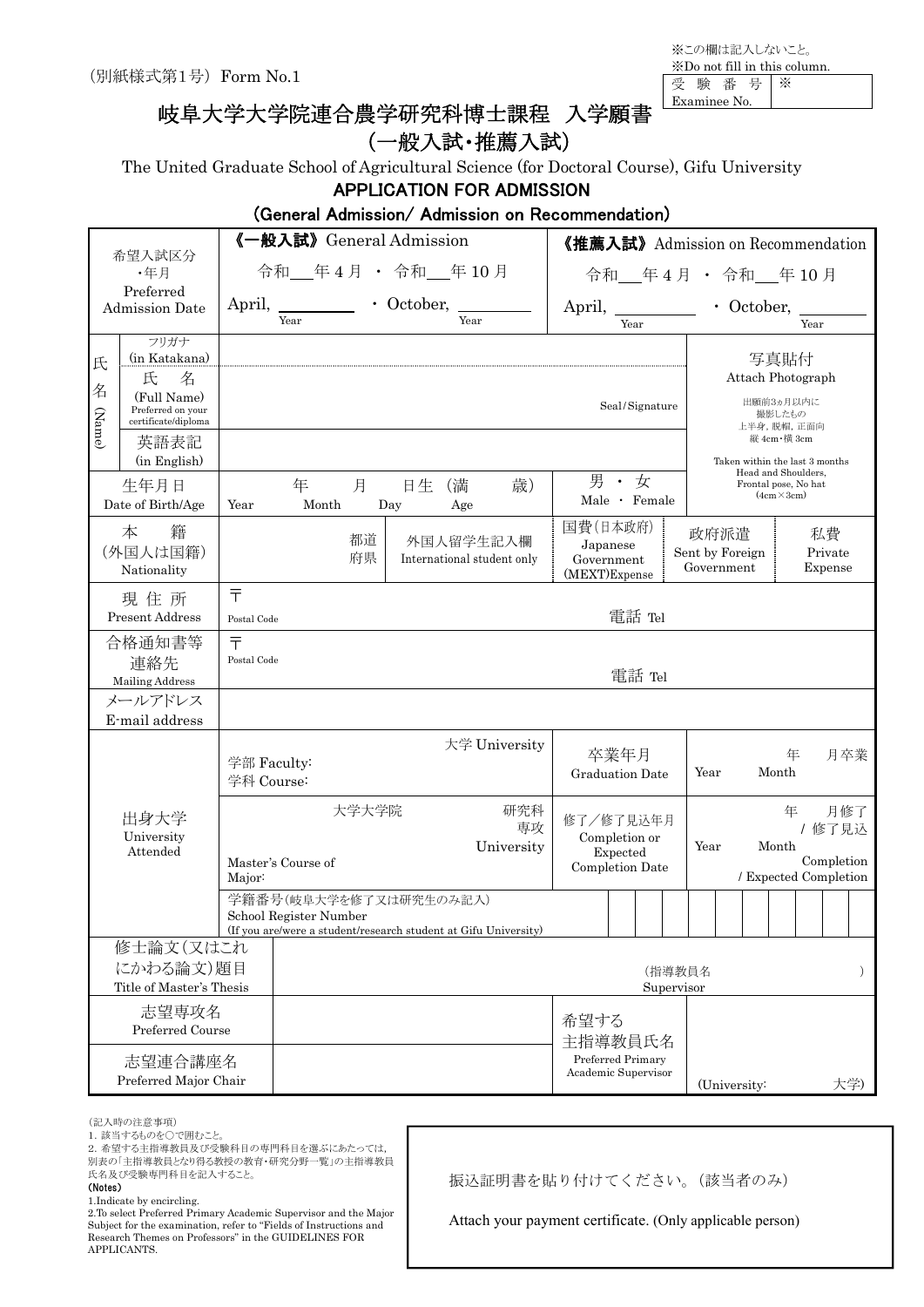（別紙様式第1号） Form No.1

※この欄は記入しないこと。
※Do not fill in this column.

| 受 験 番 号 Examinee No. | ※ |
|---|---|

# 岐阜大学大学院連合農学研究科博士課程 入学願書（一般入試・推薦入試）

The United Graduate School of Agricultural Science (for Doctoral Course), Gifu University

## APPLICATION FOR ADMISSION

## (General Admission/ Admission on Recommendation)

| 希望入試区分・年月 Preferred Admission Date | 《一般入試》General Admission 令和___年4月 ・ 令和___年10月 April, ______ Year ・ October, ______ Year | | 《推薦入試》Admission on Recommendation 令和___年4月 ・ 令和___年10月 April, ______ Year ・ October, ______ Year | | |
|---|---|---|---|---|---|
| 氏名 (Name) フリガナ (in Katakana) | | | | | 写真貼付 Attach Photograph 出願前3ヵ月以内に撮影したもの 上半身，脱帽，正面向 縦4cm・横3cm Taken within the last 3 months Head and Shoulders, Frontal pose, No hat (4cm×3cm) |
| 氏名 (Full Name) Preferred on your certificate/diploma | | | Seal/Signature | | |
| 英語表記 (in English) | | | | | |
| 生年月日 Date of Birth/Age | 年 Year 月 Month 日生 Day （満 歳） Age | | 男 ・ 女 Male ・ Female | | |
| 本籍（外国人は国籍） Nationality | 都道府県 | 外国人留学生記入欄 International student only | 国費(日本政府) Japanese Government (MEXT)Expense | 政府派遣 Sent by Foreign Government | 私費 Private Expense |
| 現住所 Present Address | 〒 Postal Code | | 電話 Tel | | |
| 合格通知書等連絡先 Mailing Address | 〒 Postal Code | | 電話 Tel | | |
| メールアドレス E-mail address | | | | | |
| 出身大学 University Attended | 大学 University 学部 Faculty: 学科 Course: | | 卒業年月 Graduation Date | 年 Year 月卒業 Month | |
| | 大学大学院 研究科 専攻 University Master's Course of Major: | | 修了／修了見込年月 Completion or Expected Completion Date | 年 Year 月修了／修了見込 Month Completion / Expected Completion | |
| | 学籍番号(岐阜大学を修了又は研究生のみ記入) School Register Number (If you are/were a student/research student at Gifu University) | | | | |
| 修士論文（又はこれにかわる論文）題目 Title of Master's Thesis | | | （指導教員名 Supervisor ） | | |
| 志望専攻名 Preferred Course | | | 希望する主指導教員氏名 Preferred Primary Academic Supervisor | | |
| 志望連合講座名 Preferred Major Chair | | | | (University: 大学) | |

（記入時の注意事項）
1. 該当するものを〇で囲むこと。
2. 希望する主指導教員及び受験科目の専門科目を選ぶにあたっては，別表の「主指導教員となり得る教授の教育・研究分野一覧」の主指導教員氏名及び受験専門科目を記入すること。

**(Notes)**
1.Indicate by encircling.
2.To select Preferred Primary Academic Supervisor and the Major Subject for the examination, refer to "Fields of Instructions and Research Themes on Professors" in the GUIDELINES FOR APPLICANTS.

振込証明書を貼り付けてください。（該当者のみ）

Attach your payment certificate. (Only applicable person)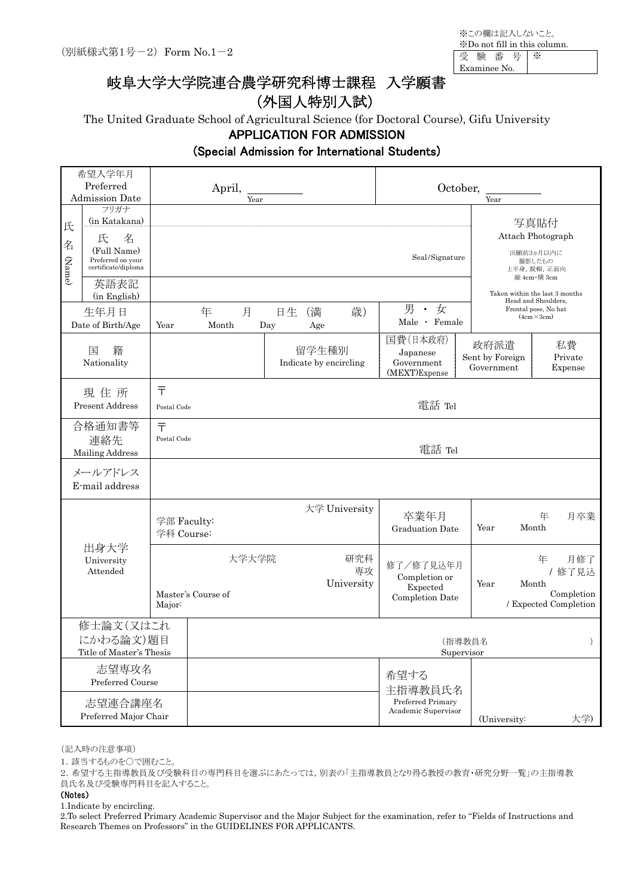(別紙様式第1号－2) Form No.1－2

※この欄は記入しないこと。
※Do not fill in this column.

| 受 験 番 号 Examinee No. | ※ |
|---|---|

# 岐阜大学大学院連合農学研究科博士課程　入学願書（外国人特別入試）

The United Graduate School of Agricultural Science (for Doctoral Course), Gifu University

## APPLICATION FOR ADMISSION

## (Special Admission for International Students)

| 希望入学年月 Preferred Admission Date | April, ______ Year | | October, ______ Year | | |
|---|---|---|---|---|---|
| 氏名 (Name) フリガナ (in Katakana) | | | | | 写真貼付 Attach Photograph 出願前3ヵ月以内に撮影したもの 上半身, 脱帽, 正面向 縦 4cm・横 3cm Taken within the last 3 months Head and Shoulders, Frontal pose, No hat (4cm×3cm) |
| 氏名 (Full Name) Preferred on your certificate/diploma | | | Seal/Signature | | |
| 英語表記 (in English) | | | | | |
| 生年月日 Date of Birth/Age | 年 Year　月 Month　日生 Day（満　歳）Age | | 男 ・ 女 Male ・ Female | | |
| 国籍 Nationality | | 留学生種別 Indicate by encircling | 国費(日本政府) Japanese Government (MEXT)Expense | 政府派遣 Sent by Foreign Government | 私費 Private Expense |
| 現住所 Present Address | 〒 Postal Code　　電話 Tel | | | | |
| 合格通知書等連絡先 Mailing Address | 〒 Postal Code　　電話 Tel | | | | |
| メールアドレス E-mail address | | | | | |
| 出身大学 University Attended | 大学 University 学部 Faculty: 学科 Course: | | 卒業年月 Graduation Date | 年 Year　月卒業 Month | |
| | 大学大学院　研究科 専攻 University Master's Course of Major: | | 修了／修了見込年月 Completion or Expected Completion Date | 年 Year　月修了 / 修了見込 Month Completion / Expected Completion | |
| 修士論文(又はこれにかわる論文)題目 Title of Master's Thesis | (指導教員名　　) Supervisor | | | | |
| 志望専攻名 Preferred Course | | | 希望する主指導教員氏名 Preferred Primary Academic Supervisor | | |
| 志望連合講座名 Preferred Major Chair | | | | (University:　　大学) | |

(記入時の注意事項)

1. 該当するものを○で囲むこと。
2. 希望する主指導教員及び受験科目の専門科目を選ぶにあたっては，別表の「主指導教員となり得る教授の教育・研究分野一覧」の主指導教員氏名及び受験専門科目を記入すること。

**(Notes)**

1. Indicate by encircling.
2. To select Preferred Primary Academic Supervisor and the Major Subject for the examination, refer to "Fields of Instructions and Research Themes on Professors" in the GUIDELINES FOR APPLICANTS.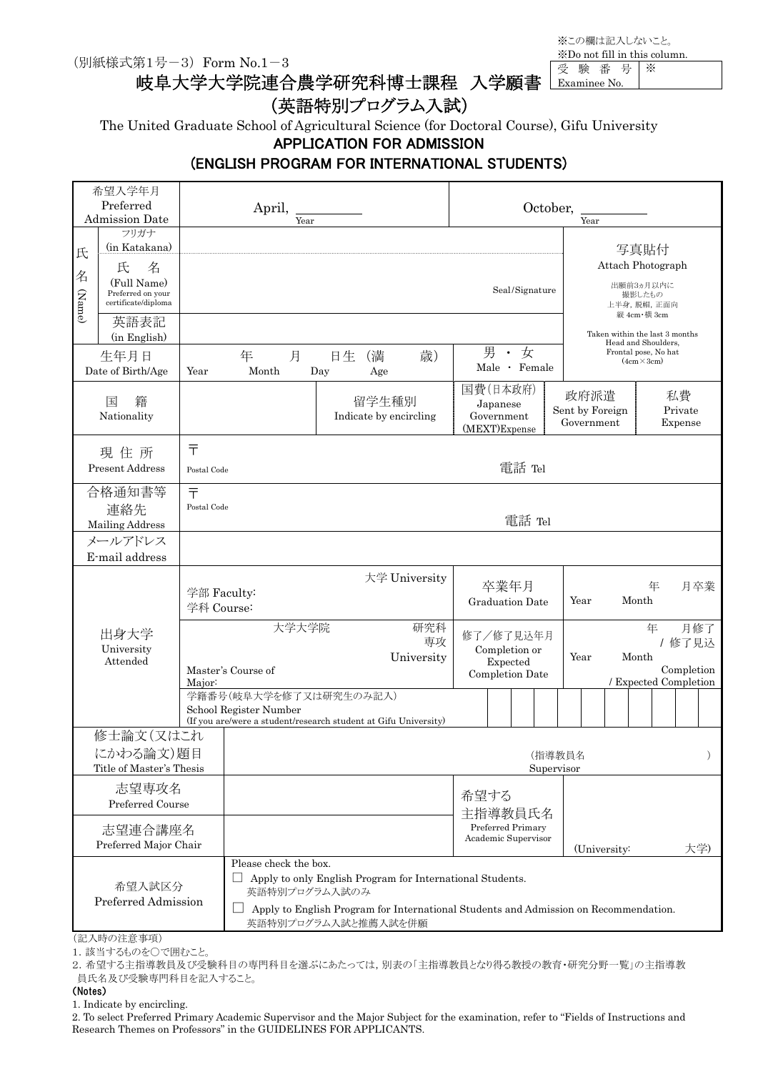※この欄は記入しないこと。
※Do not fill in this column.

| 受験番号 Examinee No. | ※ |
|---|---|

（別紙様式第1号－3） Form No.1－3

# 岐阜大学大学院連合農学研究科博士課程 入学願書（英語特別プログラム入試）

The United Graduate School of Agricultural Science (for Doctoral Course), Gifu University

## APPLICATION FOR ADMISSION (ENGLISH PROGRAM FOR INTERNATIONAL STUDENTS)

| | | | | | |
|---|---|---|---|---|---|
| 希望入学年月 Preferred Admission Date | April, ______ Year | | October, ______ Year | | |
| 氏名 (Name) フリガナ (in Katakana) | | | | | 写真貼付 Attach Photograph 出願前3ヵ月以内に撮影したもの 上半身，脱帽，正面向 縦 4cm・横 3cm Taken within the last 3 months Head and Shoulders, Frontal pose, No hat (4cm×3cm) |
| 氏名 (Full Name) Preferred on your certificate/diploma | Seal/Signature | | | | |
| 英語表記 (in English) | | | | | |
| 生年月日 Date of Birth/Age | 年 Year 月 Month 日生 Day （満 歳） Age | | 男 ・ 女 Male ・ Female | | |
| 国籍 Nationality | | 留学生種別 Indicate by encircling | 国費(日本政府) Japanese Government (MEXT)Expense | 政府派遣 Sent by Foreign Government | 私費 Private Expense |
| 現住所 Present Address | 〒 Postal Code 電話 Tel | | | | |
| 合格通知書等連絡先 Mailing Address | 〒 Postal Code 電話 Tel | | | | |
| メールアドレス E-mail address | | | | | |
| 出身大学 University Attended | 大学 University 学部 Faculty: 学科 Course: | | 卒業年月 Graduation Date | 年 Year 月卒業 Month | |
| | 大学大学院 University 研究科 専攻 Master's Course of Major: | | 修了／修了見込年月 Completion or Expected Completion Date | 年 Year 月修了 / 修了見込 Month Completion / Expected Completion | |
| | 学籍番号(岐阜大学を修了又は研究生のみ記入) School Register Number (If you are/were a student/research student at Gifu University) | | | | |
| 修士論文(又はこれにかわる論文)題目 Title of Master's Thesis | （指導教員名 Supervisor ） | | | | |
| 志望専攻名 Preferred Course | | | 希望する主指導教員氏名 Preferred Primary Academic Supervisor | (University: 大学) | |
| 志望連合講座名 Preferred Major Chair | | | | | |
| 希望入試区分 Preferred Admission | Please check the box.<br>□ Apply to only English Program for International Students. 英語特別プログラム入試のみ<br>□ Apply to English Program for International Students and Admission on Recommendation. 英語特別プログラム入試と推薦入試を併願 | | | | |

（記入時の注意事項）

1．該当するものを○で囲むこと。

2．希望する主指導教員及び受験科目の専門科目を選ぶにあたっては，別表の「主指導教員となり得る教授の教育・研究分野一覧」の主指導教員氏名及び受験専門科目を記入すること。

**(Notes)**

1. Indicate by encircling.
2. To select Preferred Primary Academic Supervisor and the Major Subject for the examination, refer to "Fields of Instructions and Research Themes on Professors" in the GUIDELINES FOR APPLICANTS.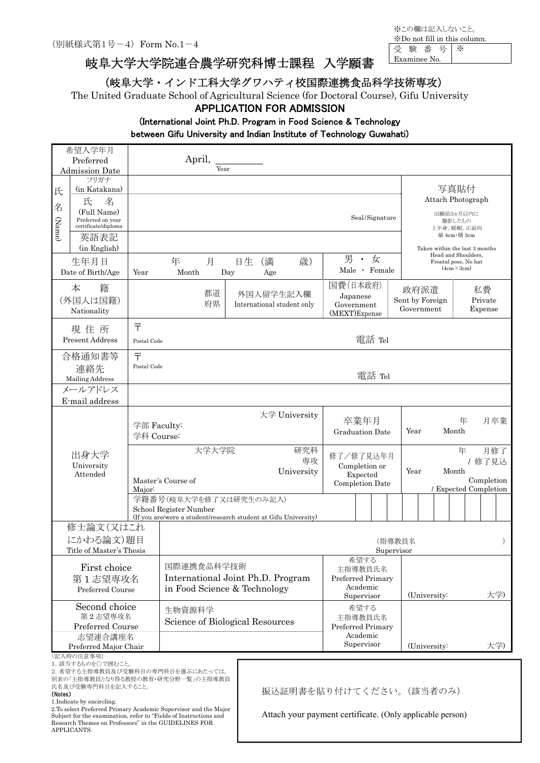（別紙様式第1号－4） Form No.1－4

※この欄は記入しないこと。
※Do not fill in this column.

| 受　験　番　号 Examinee No. | ※ |
|---|---|

# 岐阜大学大学院連合農学研究科博士課程　入学願書

## （岐阜大学・インド工科大学グワハティ校国際連携食品科学技術専攻）

The United Graduate School of Agricultural Science (for Doctoral Course), Gifu University

**APPLICATION FOR ADMISSION**

**(International Joint Ph.D. Program in Food Science & Technology between Gifu University and Indian Institute of Technology Guwahati)**

| 項目 | 記入欄 | | | |
|---|---|---|---|---|
| 希望入学年月 Preferred Admission Date | April, ＿＿＿＿ Year | | | |
| 氏名 (Name) フリガナ (in Katakana) | | | | 写真貼付 Attach Photograph 出願前3ヵ月以内に撮影したもの 上半身，脱帽，正面向 縦 4cm・横 3cm Taken within the last 3 months Head and Shoulders, Frontal pose, No hat (4cm×3cm) |
| 氏名 (Full Name) Preferred on your certificate/diploma | Seal/Signature | | | |
| 英語表記 (in English) | | | | |
| 生年月日 Date of Birth/Age | 年 Year　月 Month　日生 Day　（満　歳） Age | 男 ・ 女 Male ・ Female | | |
| 本籍 (外国人は国籍) Nationality | 都道府県　外国人留学生記入欄 International student only | 国費(日本政府) Japanese Government (MEXT)Expense | 政府派遣 Sent by Foreign Government | 私費 Private Expense |
| 現住所 Present Address | 〒 Postal Code | 電話 Tel | | |
| 合格通知書等連絡先 Mailing Address | 〒 Postal Code | 電話 Tel | | |
| メールアドレス E-mail address | | | | |
| 出身大学 University Attended | 大学 University 学部 Faculty: 学科 Course: | 卒業年月 Graduation Date | 年 Year　月卒業 Month | |
| | 大学大学院　研究科　専攻 University Master's Course of Major: | 修了／修了見込年月 Completion or Expected Completion Date | 年 Year　月修了 / 修了見込 Month Completion / Expected Completion | |
| | 学籍番号（岐阜大学を修了又は研究生のみ記入） School Register Number (If you are/were a student/research student at Gifu University) | | | |
| 修士論文（又はこれにかわる論文）題目 Title of Master's Thesis | （指導教員名 Supervisor　　） | | | |
| First choice 第1志望専攻名 Preferred Course | 国際連携食品科学技術 International Joint Ph.D. Program in Food Science & Technology | 希望する主指導教員氏名 Preferred Primary Academic Supervisor | (University:　　大学) | |
| Second choice 第2志望専攻名 Preferred Course 志望連合講座名 Preferred Major Chair | 生物資源科学 Science of Biological Resources | 希望する主指導教員氏名 Preferred Primary Academic Supervisor | (University:　　大学) | |

（記入時の注意事項）

1. 該当するものを○で囲むこと。
2. 希望する主指導教員及び受験科目の専門科目を選ぶにあたっては，別表の「主指導教員となり得る教授の教育・研究分野一覧」の主指導教員氏名及び受験専門科目を記入すること。

**(Notes)**

1. Indicate by encircling.
2. To select Preferred Primary Academic Supervisor and the Major Subject for the examination, refer to "Fields of Instructions and Research Themes on Professors" in the GUIDELINES FOR APPLICANTS.

振込証明書を貼り付けてください。（該当者のみ）

Attach your payment certificate. (Only applicable person)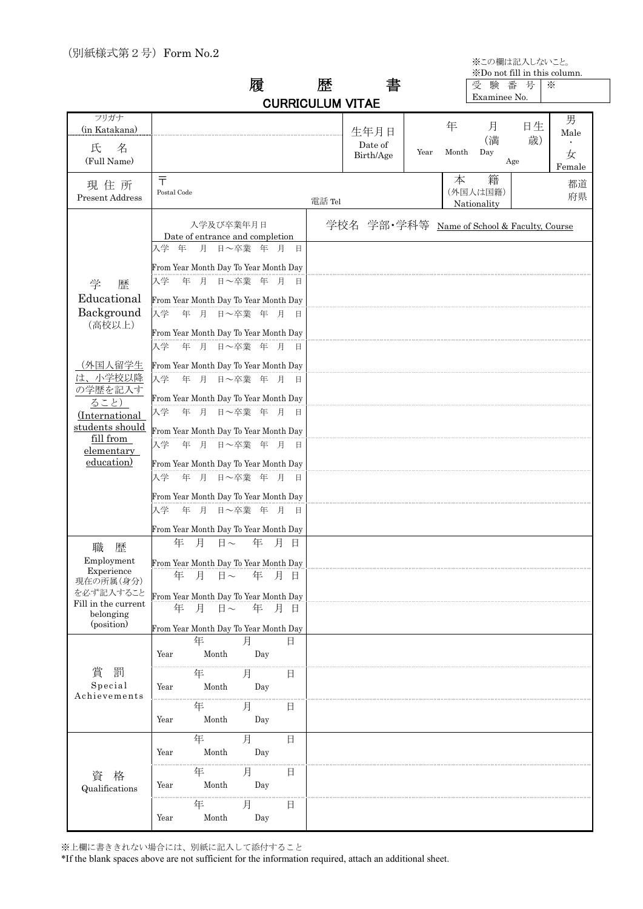（別紙様式第２号）Form No.2

※この欄は記入しないこと。
※Do not fill in this column.

| 受験番号 Examinee No. | ※ |
|---|---|

# 履　歴　書
## CURRICULUM VITAE

| フリガナ (in Katakana) | | 生年月日 Date of Birth/Age | 年 Year　月 Month　日生 Day（満　歳）Age | 男 Male ・ 女 Female |
|---|---|---|---|---|
| 氏　名 (Full Name) | | | | |
| 現住所 Present Address | 〒 Postal Code　電話 Tel | 本籍（外国人は国籍） Nationality | 都道府県 | |

| | 入学及び卒業年月日 Date of entrance and completion | 学校名 学部・学科等 Name of School & Faculty, Course |
|---|---|---|
| 学　歴 Educational Background（高校以上）（外国人留学生は、小学校以降の学歴を記入すること） (International students should fill from elementary education) | 入学　年　月　日～卒業　年　月　日 From Year Month Day To Year Month Day | |
| | 入学　年　月　日～卒業　年　月　日 From Year Month Day To Year Month Day | |
| | 入学　年　月　日～卒業　年　月　日 From Year Month Day To Year Month Day | |
| | 入学　年　月　日～卒業　年　月　日 From Year Month Day To Year Month Day | |
| | 入学　年　月　日～卒業　年　月　日 From Year Month Day To Year Month Day | |
| | 入学　年　月　日～卒業　年　月　日 From Year Month Day To Year Month Day | |
| | 入学　年　月　日～卒業　年　月　日 From Year Month Day To Year Month Day | |
| | 入学　年　月　日～卒業　年　月　日 From Year Month Day To Year Month Day | |
| | 入学　年　月　日～卒業　年　月　日 From Year Month Day To Year Month Day | |
| 職　歴 Employment Experience 現在の所属(身分)を必ず記入すること Fill in the current belonging (position) | 年　月　日～　年　月　日 From Year Month Day To Year Month Day | |
| | 年　月　日～　年　月　日 From Year Month Day To Year Month Day | |
| | 年　月　日～　年　月　日 From Year Month Day To Year Month Day | |
| 賞　罰 Special Achievements | 年 Year　月 Month　日 Day | |
| | 年 Year　月 Month　日 Day | |
| | 年 Year　月 Month　日 Day | |
| 資　格 Qualifications | 年 Year　月 Month　日 Day | |
| | 年 Year　月 Month　日 Day | |
| | 年 Year　月 Month　日 Day | |

※上欄に書ききれない場合には、別紙に記入して添付すること
*If the blank spaces above are not sufficient for the information required, attach an additional sheet.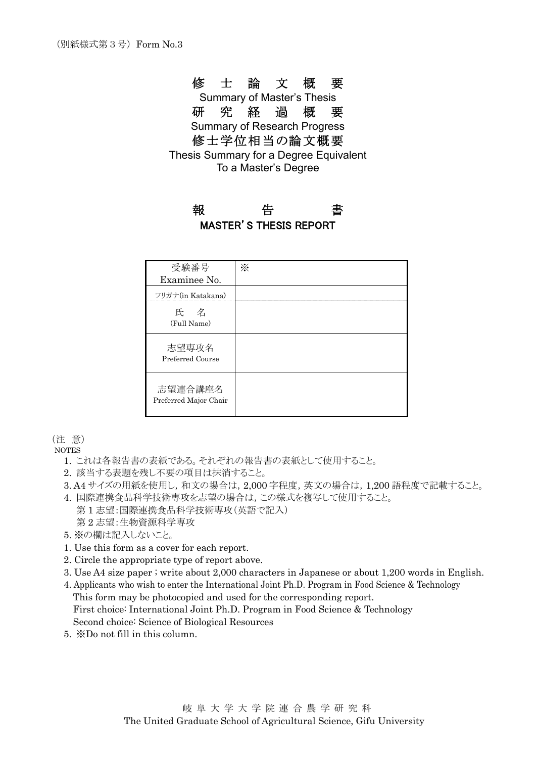（別紙様式第 3 号）Form No.3

# 修　士　論　文　概　要
Summary of Master's Thesis

# 研　究　経　過　概　要
Summary of Research Progress

# 修士学位相当の論文概要
Thesis Summary for a Degree Equivalent
To a Master's Degree

# 報　　　告　　　書
**MASTER'S THESIS REPORT**

| 受験番号<br>Examinee No. | ※ |
|---|---|
| フリガナ(in Katakana) | |
| 氏　名<br>(Full Name) | |
| 志望専攻名<br>Preferred Course | |
| 志望連合講座名<br>Preferred Major Chair | |

（注　意）
NOTES

1. これは各報告書の表紙である。それぞれの報告書の表紙として使用すること。
2. 該当する表題を残し不要の項目は抹消すること。
3. A4 サイズの用紙を使用し，和文の場合は，2,000 字程度，英文の場合は，1,200 語程度で記載すること。
4. 国際連携食品科学技術専攻を志望の場合は，この様式を複写して使用すること。
   第 1 志望：国際連携食品科学技術専攻（英語で記入）
   第 2 志望：生物資源科学専攻
5. ※の欄は記入しないこと。

1. Use this form as a cover for each report.
2. Circle the appropriate type of report above.
3. Use A4 size paper ; write about 2,000 characters in Japanese or about 1,200 words in English.
4. Applicants who wish to enter the International Joint Ph.D. Program in Food Science & Technology
   This form may be photocopied and used for the corresponding report.
   First choice: International Joint Ph.D. Program in Food Science & Technology
   Second choice: Science of Biological Resources
5. ※Do not fill in this column.

岐 阜 大 学 大 学 院 連 合 農 学 研 究 科
The United Graduate School of Agricultural Science, Gifu University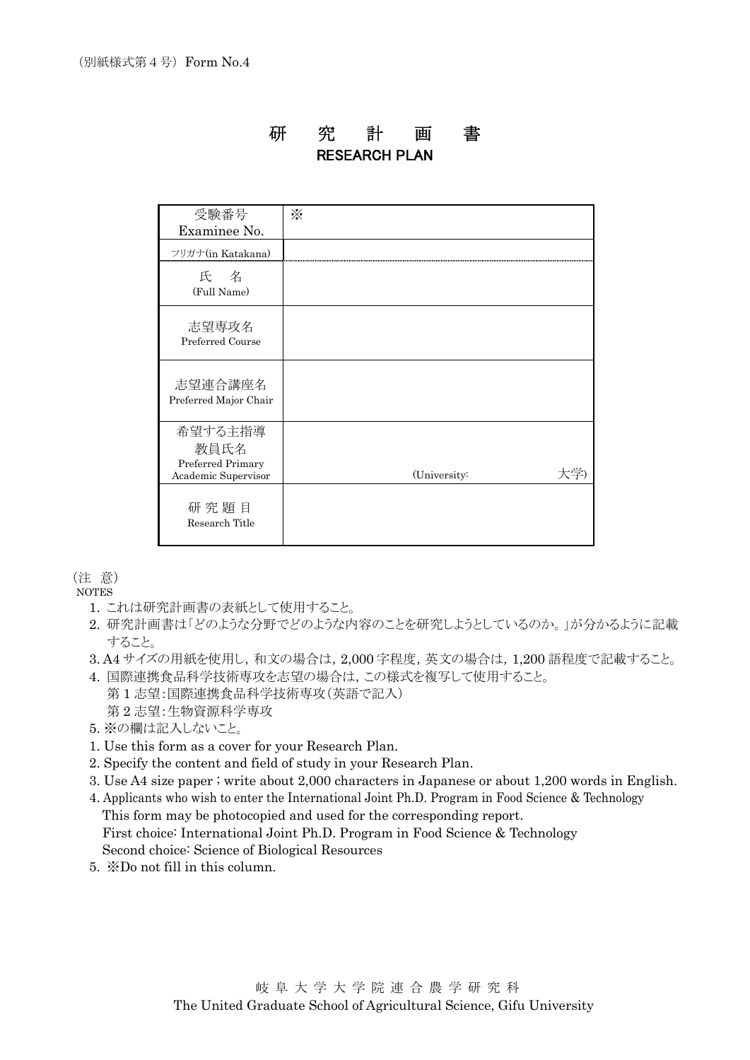（別紙様式第４号）Form No.4

# 研　究　計　画　書
## RESEARCH PLAN

| 受験番号<br>Examinee No. | ※ |
|---|---|
| フリガナ(in Katakana) | |
| 氏　名<br>(Full Name) | |
| 志望専攻名<br>Preferred Course | |
| 志望連合講座名<br>Preferred Major Chair | |
| 希望する主指導教員氏名<br>Preferred Primary Academic Supervisor | (University:　　　　　　大学) |
| 研 究 題 目<br>Research Title | |

（注　意）
NOTES

1. これは研究計画書の表紙として使用すること。
2. 研究計画書は「どのような分野でどのような内容のことを研究しようとしているのか。」が分かるように記載すること。
3. A4 サイズの用紙を使用し，和文の場合は，2,000 字程度，英文の場合は，1,200 語程度で記載すること。
4. 国際連携食品科学技術専攻を志望の場合は，この様式を複写して使用すること。
   第 1 志望：国際連携食品科学技術専攻（英語で記入）
   第 2 志望：生物資源科学専攻
5. ※の欄は記入しないこと。

1. Use this form as a cover for your Research Plan.
2. Specify the content and field of study in your Research Plan.
3. Use A4 size paper ; write about 2,000 characters in Japanese or about 1,200 words in English.
4. Applicants who wish to enter the International Joint Ph.D. Program in Food Science & Technology
   This form may be photocopied and used for the corresponding report.
   First choice: International Joint Ph.D. Program in Food Science & Technology
   Second choice: Science of Biological Resources
5. ※Do not fill in this column.

岐 阜 大 学 大 学 院 連 合 農 学 研 究 科
The United Graduate School of Agricultural Science, Gifu University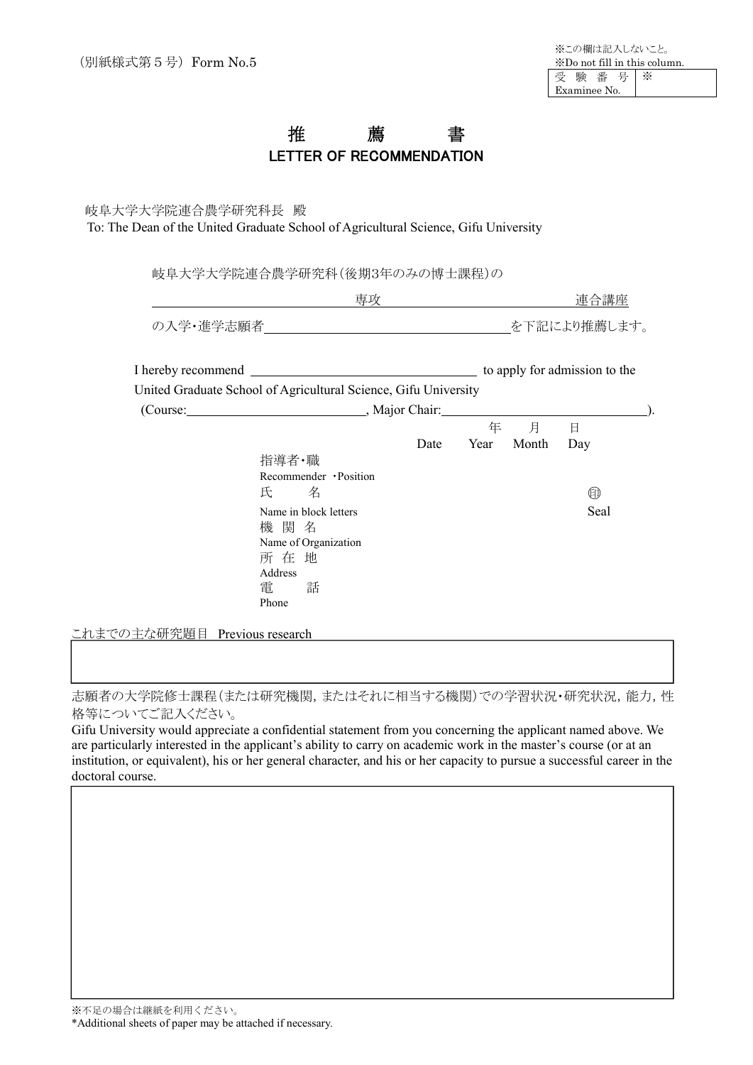（別紙様式第５号）Form No.5

※この欄は記入しないこと。
※Do not fill in this column.

| 受 験 番 号<br>Examinee No. | ※ |
|---|---|

# 推　　薦　　書
# LETTER OF RECOMMENDATION

岐阜大学大学院連合農学研究科長　殿
To: The Dean of the United Graduate School of Agricultural Science, Gifu University

岐阜大学大学院連合農学研究科（後期3年のみの博士課程）の

＿＿＿＿＿＿＿＿＿＿専攻＿＿＿＿＿＿＿＿＿＿連合講座

の入学・進学志願者＿＿＿＿＿＿＿＿＿＿＿＿＿＿を下記により推薦します。

I hereby recommend ＿＿＿＿＿＿＿＿＿＿＿＿＿＿ to apply for admission to the United Graduate School of Agricultural Science, Gifu University
(Course:＿＿＿＿＿＿＿＿＿＿＿＿, Major Chair:＿＿＿＿＿＿＿＿＿＿＿＿＿＿).

Date　　年 Year　　月 Month　　日 Day

指導者・職
Recommender ・Position

氏　　名　　　　　　　　　　　　　　　　　　㊞
Name in block letters　　　　　　　　　　　　Seal

機 関 名
Name of Organization

所 在 地
Address

電　　話
Phone

これまでの主な研究題目　Previous research

| |
|---|
| |

志願者の大学院修士課程（または研究機関，またはそれに相当する機関）での学習状況・研究状況，能力，性格等についてご記入ください。

Gifu University would appreciate a confidential statement from you concerning the applicant named above. We are particularly interested in the applicant's ability to carry on academic work in the master's course (or at an institution, or equivalent), his or her general character, and his or her capacity to pursue a successful career in the doctoral course.

| |
|---|
| |

※不足の場合は継紙を利用ください。
*Additional sheets of paper may be attached if necessary.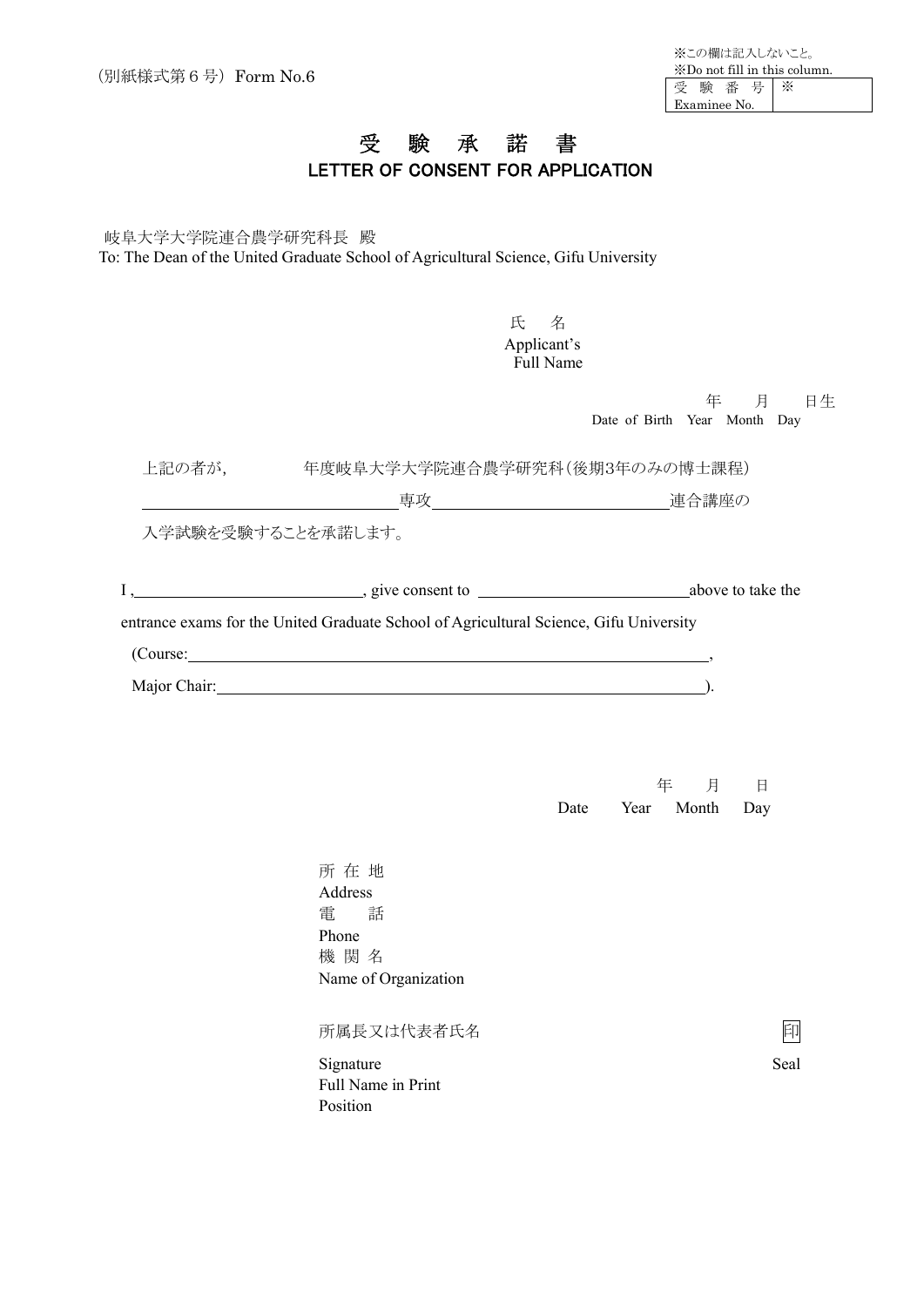（別紙様式第６号）Form No.6

※この欄は記入しないこと。
※Do not fill in this column.

| 受　験　番　号 Examinee No. | ※ |
|---|---|

# 受　験　承　諾　書
## LETTER OF CONSENT FOR APPLICATION

岐阜大学大学院連合農学研究科長　殿
To: The Dean of the United Graduate School of Agricultural Science, Gifu University

氏　　名
Applicant's
Full Name

年　　月　　日生
Date of Birth　Year　Month　Day

上記の者が,　　　　　年度岐阜大学大学院連合農学研究科（後期3年のみの博士課程）

＿＿＿＿＿＿＿＿＿＿＿＿専攻＿＿＿＿＿＿＿＿＿＿＿＿連合講座の

入学試験を受験することを承諾します。

I ,＿＿＿＿＿＿＿＿＿＿＿＿＿＿, give consent to ＿＿＿＿＿＿＿＿＿＿＿＿＿＿above to take the entrance exams for the United Graduate School of Agricultural Science, Gifu University

(Course:＿＿＿＿＿＿＿＿＿＿＿＿＿＿＿＿＿＿＿＿＿＿＿＿＿＿＿＿＿＿,

Major Chair:＿＿＿＿＿＿＿＿＿＿＿＿＿＿＿＿＿＿＿＿＿＿＿＿＿＿＿＿).

年　　月　　日
Date　　Year　Month　Day

所 在 地
Address
電　　話
Phone
機 関 名
Name of Organization

所属長又は代表者氏名　　　　　　　　　　　　　　　　　　　印

Signature　　　　　　　　　　　　　　　　　　　　　　　　Seal
Full Name in Print
Position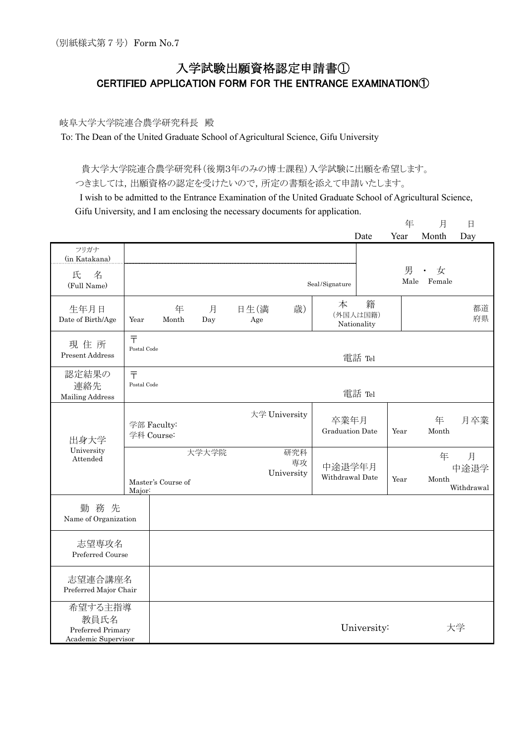（別紙様式第 7 号）Form No.7

# 入学試験出願資格認定申請書①
## CERTIFIED APPLICATION FORM FOR THE ENTRANCE EXAMINATION①

岐阜大学大学院連合農学研究科長　殿

To: The Dean of the United Graduate School of Agricultural Science, Gifu University

貴大学大学院連合農学研究科（後期3年のみの博士課程）入学試験に出願を希望します。
つきましては，出願資格の認定を受けたいので，所定の書類を添えて申請いたします。

I wish to be admitted to the Entrance Examination of the United Graduate School of Agricultural Science, Gifu University, and I am enclosing the necessary documents for application.

Date　　年 Year　　月 Month　　日 Day

| | | | | |
|---|---|---|---|---|
| フリガナ (in Katakana) | | | | |
| 氏　名 (Full Name) | Seal/Signature | | | 男・女 Male Female |
| 生年月日 Date of Birth/Age | 年 Year　月 Month　日生 Day（満　歳）Age | 本　籍（外国人は国籍）Nationality | | 都道府県 |
| 現 住 所 Present Address | 〒 Postal Code　　電話 Tel | | | |
| 認定結果の連絡先 Mailing Address | 〒 Postal Code　　電話 Tel | | | |
| 出身大学 University Attended | 大学 University　学部 Faculty:　学科 Course: | 卒業年月 Graduation Date | | 年 Year　月卒業 Month |
| | 大学大学院　研究科　専攻 University　Master's Course of　Major: | 中途退学年月 Withdrawal Date | | 年 Year　月 Month　中途退学 Withdrawal |
| 勤 務 先 Name of Organization | | | | |
| 志望専攻名 Preferred Course | | | | |
| 志望連合講座名 Preferred Major Chair | | | | |
| 希望する主指導教員氏名 Preferred Primary Academic Supervisor | University:　大学 | | | |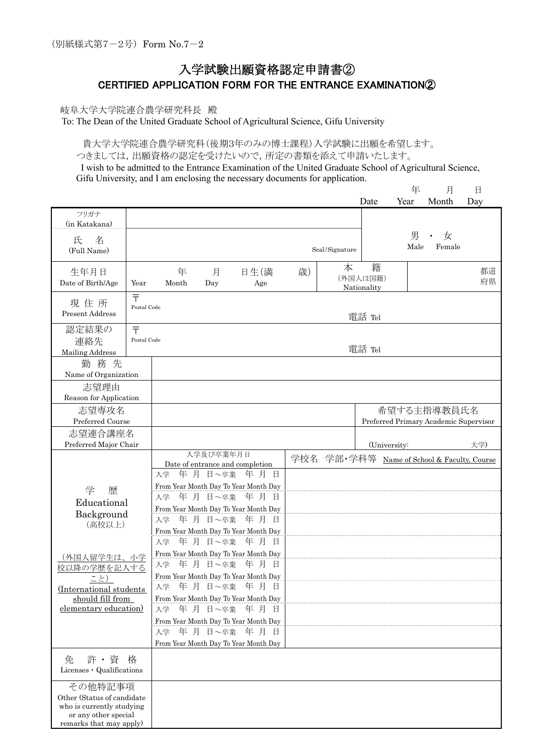(別紙様式第7－2号) Form No.7－2

# 入学試験出願資格認定申請書②
## CERTIFIED APPLICATION FORM FOR THE ENTRANCE EXAMINATION②

岐阜大学大学院連合農学研究科長　殿
To: The Dean of the United Graduate School of Agricultural Science, Gifu University

貴大学大学院連合農学研究科(後期3年のみの博士課程)入学試験に出願を希望します。
つきましては，出願資格の認定を受けたいので，所定の書類を添えて申請いたします。
I wish to be admitted to the Entrance Examination of the United Graduate School of Agricultural Science, Gifu University, and I am enclosing the necessary documents for application.

Date　　年 Year　　月 Month　　日 Day

| | | | |
|---|---|---|---|
| フリガナ (in Katakana) | | | |
| 氏　名 (Full Name) | Seal/Signature | | 男・女 Male Female |
| 生年月日 Date of Birth/Age | Year　年 Month　月 Day　日生(満　歳) Age | 本　籍 (外国人は国籍) Nationality | 都道府県 |
| 現 住 所 Present Address | 〒 Postal Code　　電話 Tel | | |
| 認定結果の連絡先 Mailing Address | 〒 Postal Code　　電話 Tel | | |
| 勤 務 先 Name of Organization | | | |
| 志望理由 Reason for Application | | | |
| 志望専攻名 Preferred Course | | 希望する主指導教員氏名 Preferred Primary Academic Supervisor | |
| 志望連合講座名 Preferred Major Chair | | (University:　　大学) | |

| 学　歴 Educational Background (高校以上) (外国人留学生は、小学校以降の学歴を記入すること) (International students should fill from elementary education) | 入学及び卒業年月日 Date of entrance and completion | 学校名 学部･学科等 Name of School & Faculty, Course |
|---|---|---|
| | 入学　年 月 日～卒業　年 月 日 From Year Month Day To Year Month Day | |
| | 入学　年 月 日～卒業　年 月 日 From Year Month Day To Year Month Day | |
| | 入学　年 月 日～卒業　年 月 日 From Year Month Day To Year Month Day | |
| | 入学　年 月 日～卒業　年 月 日 From Year Month Day To Year Month Day | |
| | 入学　年 月 日～卒業　年 月 日 From Year Month Day To Year Month Day | |
| | 入学　年 月 日～卒業　年 月 日 From Year Month Day To Year Month Day | |
| | 入学　年 月 日～卒業　年 月 日 From Year Month Day To Year Month Day | |
| | 入学　年 月 日～卒業　年 月 日 From Year Month Day To Year Month Day | |

| | |
|---|---|
| 免　許・資　格 Licenses・Qualifications | |
| その他特記事項 Other (Status of candidate who is currently studying or any other special remarks that may apply) | |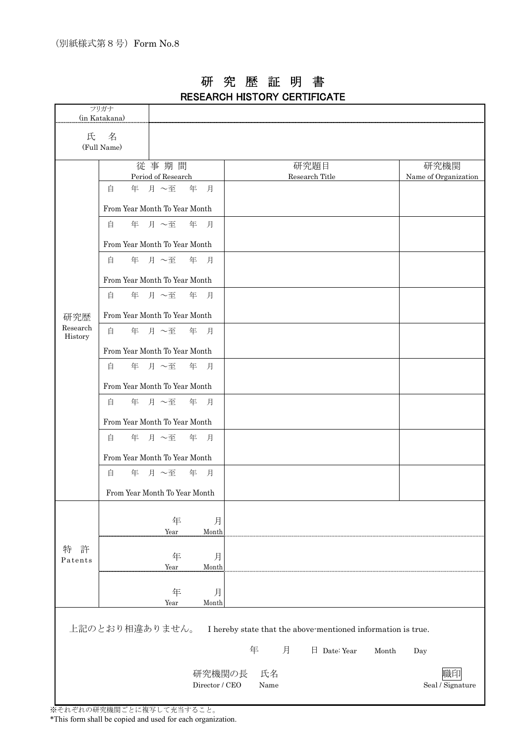（別紙様式第８号）Form No.8

# 研究歴証明書
## RESEARCH HISTORY CERTIFICATE

| フリガナ (in Katakana) | |
|---|---|
| 氏　名 (Full Name) | |

| | 従事期間 Period of Research | 研究題目 Research Title | 研究機関 Name of Organization |
|---|---|---|---|
| 研究歴 Research History | 自　年　月 ～至　年　月 From Year Month To Year Month | | |
| | 自　年　月 ～至　年　月 From Year Month To Year Month | | |
| | 自　年　月 ～至　年　月 From Year Month To Year Month | | |
| | 自　年　月 ～至　年　月 From Year Month To Year Month | | |
| | 自　年　月 ～至　年　月 From Year Month To Year Month | | |
| | 自　年　月 ～至　年　月 From Year Month To Year Month | | |
| | 自　年　月 ～至　年　月 From Year Month To Year Month | | |
| | 自　年　月 ～至　年　月 From Year Month To Year Month | | |
| | 自　年　月 ～至　年　月 From Year Month To Year Month | | |

| | | |
|---|---|---|
| 特　許 Patents | 年 Year　月 Month | |
| | 年 Year　月 Month | |
| | 年 Year　月 Month | |

上記のとおり相違ありません。　I hereby state that the above-mentioned information is true.

年　　月　　日 Date: Year　　Month　　Day

研究機関の長　Director / CEO　　氏名 Name　　　　職印 Seal / Signature

※それぞれの研究機関ごとに複写して充当すること。
*This form shall be copied and used for each organization.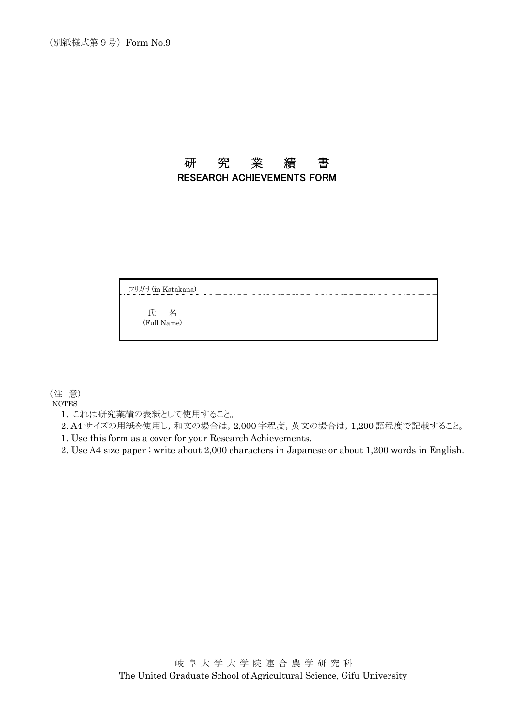（別紙様式第 9 号）Form No.9

# 研　究　業　績　書
## RESEARCH ACHIEVEMENTS FORM

| フリガナ(in Katakana) | |
|---|---|
| 氏　名<br>(Full Name) | |

（注 意）
NOTES

1. これは研究業績の表紙として使用すること。
2. A4 サイズの用紙を使用し，和文の場合は，2,000 字程度，英文の場合は，1,200 語程度で記載すること。
1. Use this form as a cover for your Research Achievements.
2. Use A4 size paper ; write about 2,000 characters in Japanese or about 1,200 words in English.

岐 阜 大 学 大 学 院 連 合 農 学 研 究 科
The United Graduate School of Agricultural Science, Gifu University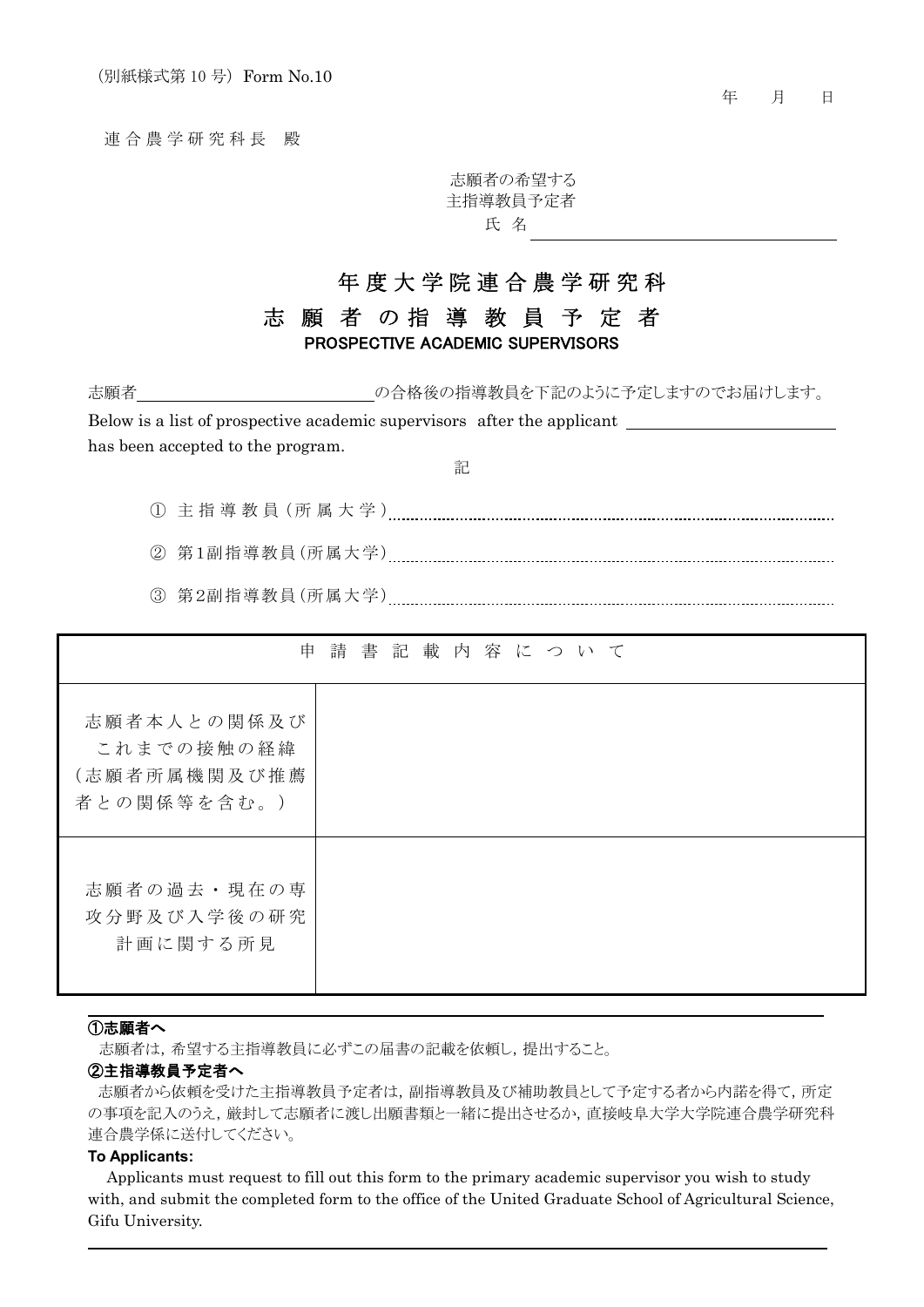(別紙様式第 10 号) Form No.10

年　　月　　日

連合農学研究科長　殿

志願者の希望する
主指導教員予定者
氏 名＿＿＿＿＿＿＿＿＿＿＿＿＿＿＿＿＿＿

# 年度大学院連合農学研究科
# 志 願 者 の 指 導 教 員 予 定 者
## PROSPECTIVE ACADEMIC SUPERVISORS

志願者＿＿＿＿＿＿＿＿＿＿＿＿＿の合格後の指導教員を下記のように予定しますのでお届けします。

Below is a list of prospective academic supervisors after the applicant ＿＿＿＿＿＿＿＿＿＿＿＿ has been accepted to the program.

記

① 主指導教員(所属大学)……………………………………………………………

② 第1副指導教員(所属大学)…………………………………………………………

③ 第2副指導教員(所属大学)…………………………………………………………

| 申 請 書 記 載 内 容 に つ い て | |
|---|---|
| 志願者本人との関係及びこれまでの接触の経緯(志願者所属機関及び推薦者との関係等を含む。) | |
| 志願者の過去・現在の専攻分野及び入学後の研究計画に関する所見 | |

**①志願者へ**

志願者は，希望する主指導教員に必ずこの届書の記載を依頼し，提出すること。

**②主指導教員予定者へ**

志願者から依頼を受けた主指導教員予定者は，副指導教員及び補助教員として予定する者から内諾を得て，所定の事項を記入のうえ，厳封して志願者に渡し出願書類と一緒に提出させるか，直接岐阜大学大学院連合農学研究科連合農学係に送付してください。

**To Applicants:**

Applicants must request to fill out this form to the primary academic supervisor you wish to study with, and submit the completed form to the office of the United Graduate School of Agricultural Science, Gifu University.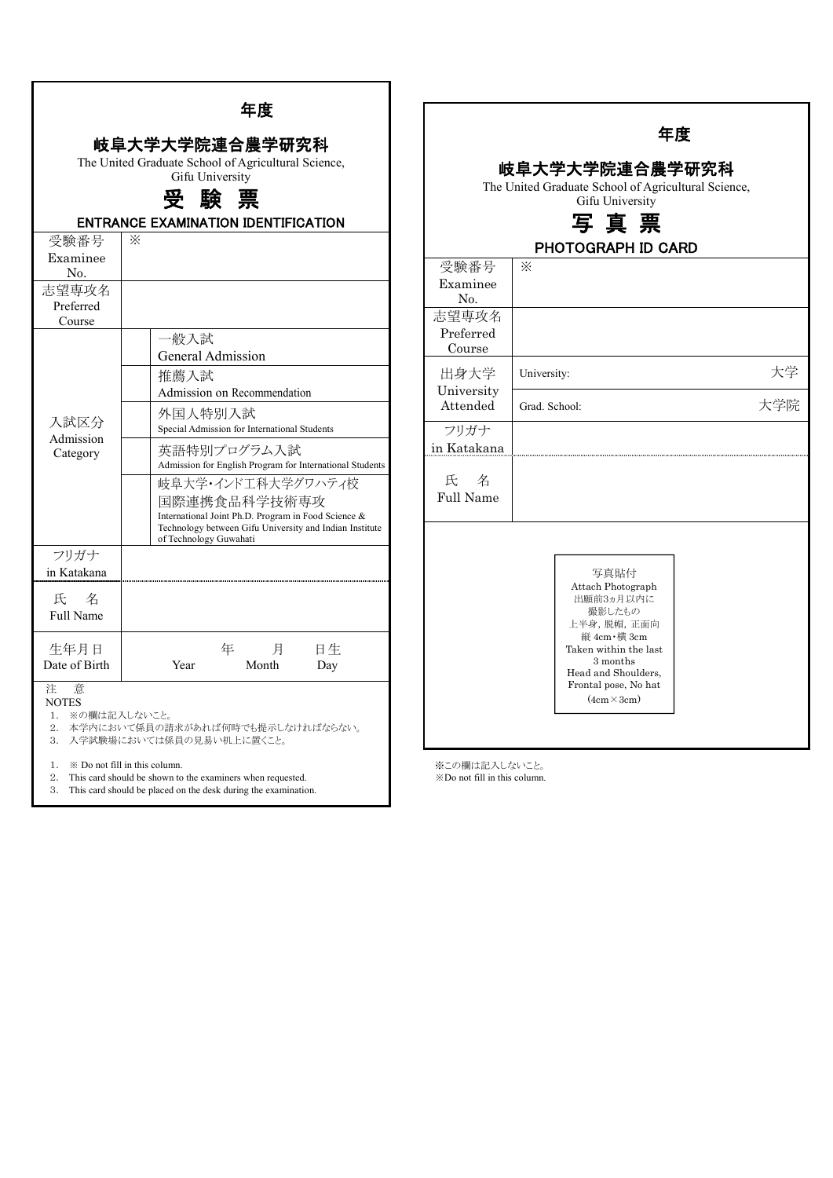## 年度

## 岐阜大学大学院連合農学研究科

The United Graduate School of Agricultural Science, Gifu University

# 受 験 票

### ENTRANCE EXAMINATION IDENTIFICATION

| | | |
|---|---|---|
| 受験番号 Examinee No. | ※ | |
| 志望専攻名 Preferred Course | | |
| 入試区分 Admission Category | | 一般入試 General Admission |
| | | 推薦入試 Admission on Recommendation |
| | | 外国人特別入試 Special Admission for International Students |
| | | 英語特別プログラム入試 Admission for English Program for International Students |
| | | 岐阜大学・インド工科大学グワハティ校 国際連携食品科学技術専攻 International Joint Ph.D. Program in Food Science & Technology between Gifu University and Indian Institute of Technology Guwahati |
| フリガナ in Katakana | | |
| 氏　名 Full Name | | |
| 生年月日 Date of Birth | 年 Year　月 Month　日生 Day | |

注　意
NOTES

1. ※の欄は記入しないこと。
2. 本学内において係員の請求があれば何時でも提示しなければならない。
3. 入学試験場においては係員の見易い机上に置くこと。

1. ※ Do not fill in this column.
2. This card should be shown to the examiners when requested.
3. This card should be placed on the desk during the examination.

## 年度

## 岐阜大学大学院連合農学研究科

The United Graduate School of Agricultural Science, Gifu University

# 写 真 票

### PHOTOGRAPH ID CARD

| | | |
|---|---|---|
| 受験番号 Examinee No. | ※ | |
| 志望専攻名 Preferred Course | | |
| 出身大学 University Attended | University: | 大学 |
| | Grad. School: | 大学院 |
| フリガナ in Katakana | | |
| 氏　名 Full Name | | |

写真貼付
Attach Photograph
出願前3ヵ月以内に撮影したもの
上半身，脱帽，正面向
縦 4cm・横 3cm
Taken within the last 3 months
Head and Shoulders, Frontal pose, No hat
(4cm×3cm)

※この欄は記入しないこと。
※Do not fill in this column.